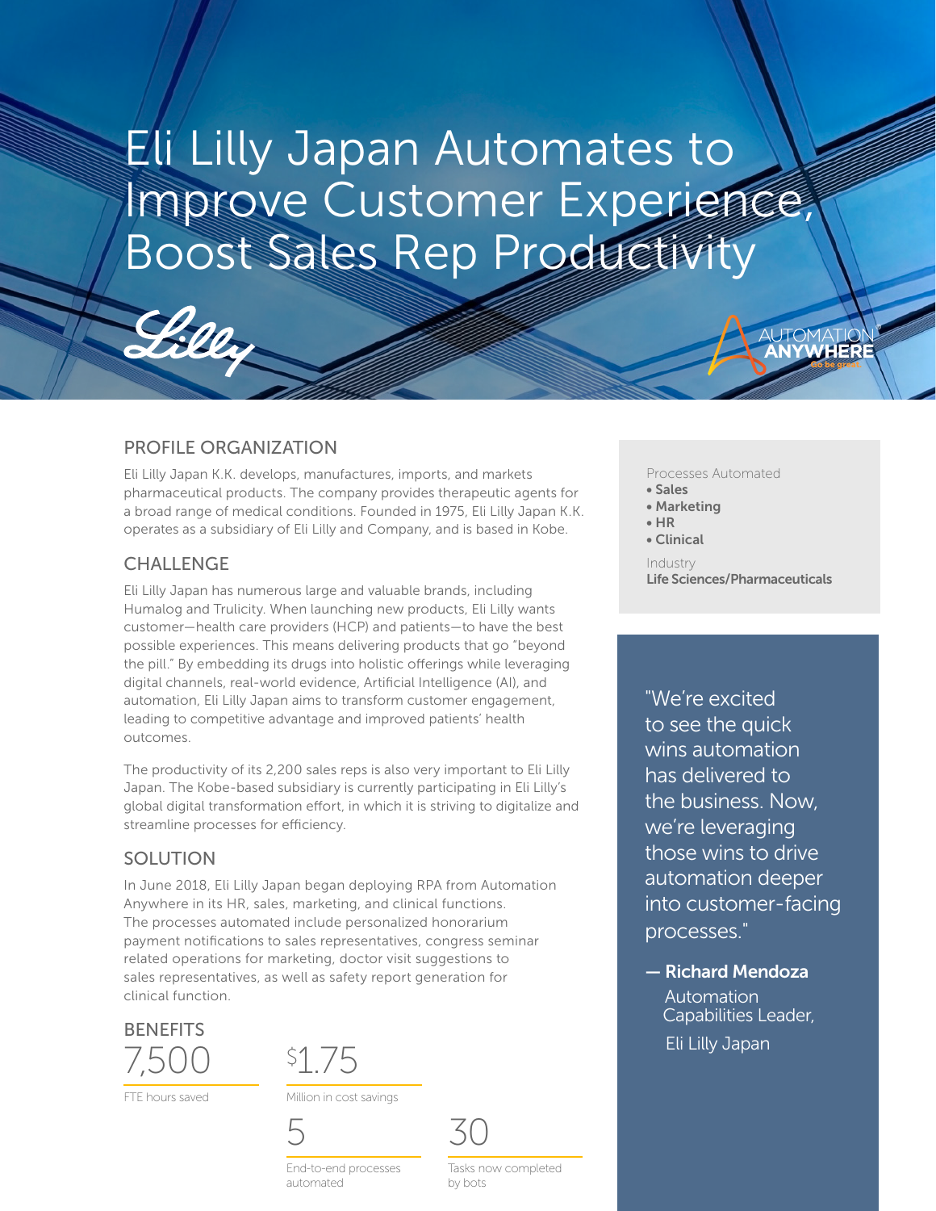# Eli Lilly Japan Automates to Improve Customer Experience, Boost Sales Rep Productivity

## PROFILE ORGANIZATION

Eli Lilly Japan K.K. develops, manufactures, imports, and markets pharmaceutical products. The company provides therapeutic agents for a broad range of medical conditions. Founded in 1975, Eli Lilly Japan K.K. operates as a subsidiary of Eli Lilly and Company, and is based in Kobe.

## CHALLENGE

Eli Lilly Japan has numerous large and valuable brands, including Humalog and Trulicity. When launching new products, Eli Lilly wants customer—health care providers (HCP) and patients—to have the best possible experiences. This means delivering products that go "beyond the pill." By embedding its drugs into holistic offerings while leveraging digital channels, real-world evidence, Artificial Intelligence (AI), and automation, Eli Lilly Japan aims to transform customer engagement, leading to competitive advantage and improved patients' health outcomes.

The productivity of its 2,200 sales reps is also very important to Eli Lilly Japan. The Kobe-based subsidiary is currently participating in Eli Lilly's global digital transformation effort, in which it is striving to digitalize and streamline processes for efficiency.

## SOLUTION

In June 2018, Eli Lilly Japan began deploying RPA from Automation Anywhere in its HR, sales, marketing, and clinical functions. The processes automated include personalized honorarium payment notifications to sales representatives, congress seminar related operations for marketing, doctor visit suggestions to sales representatives, as well as safety report generation for clinical function.

## BENEFITS

**7,500**
FTE hours saved

**$1.75**
Million in cost savings

**5**
End-to-end processes automated

**30**
Tasks now completed by bots

Processes Automated
- **Sales**
- **Marketing**
- **HR**
- **Clinical**

Industry
**Life Sciences/Pharmaceuticals**

"We're excited to see the quick wins automation has delivered to the business. Now, we're leveraging those wins to drive automation deeper into customer-facing processes."

— **Richard Mendoza**
Automation Capabilities Leader,
Eli Lilly Japan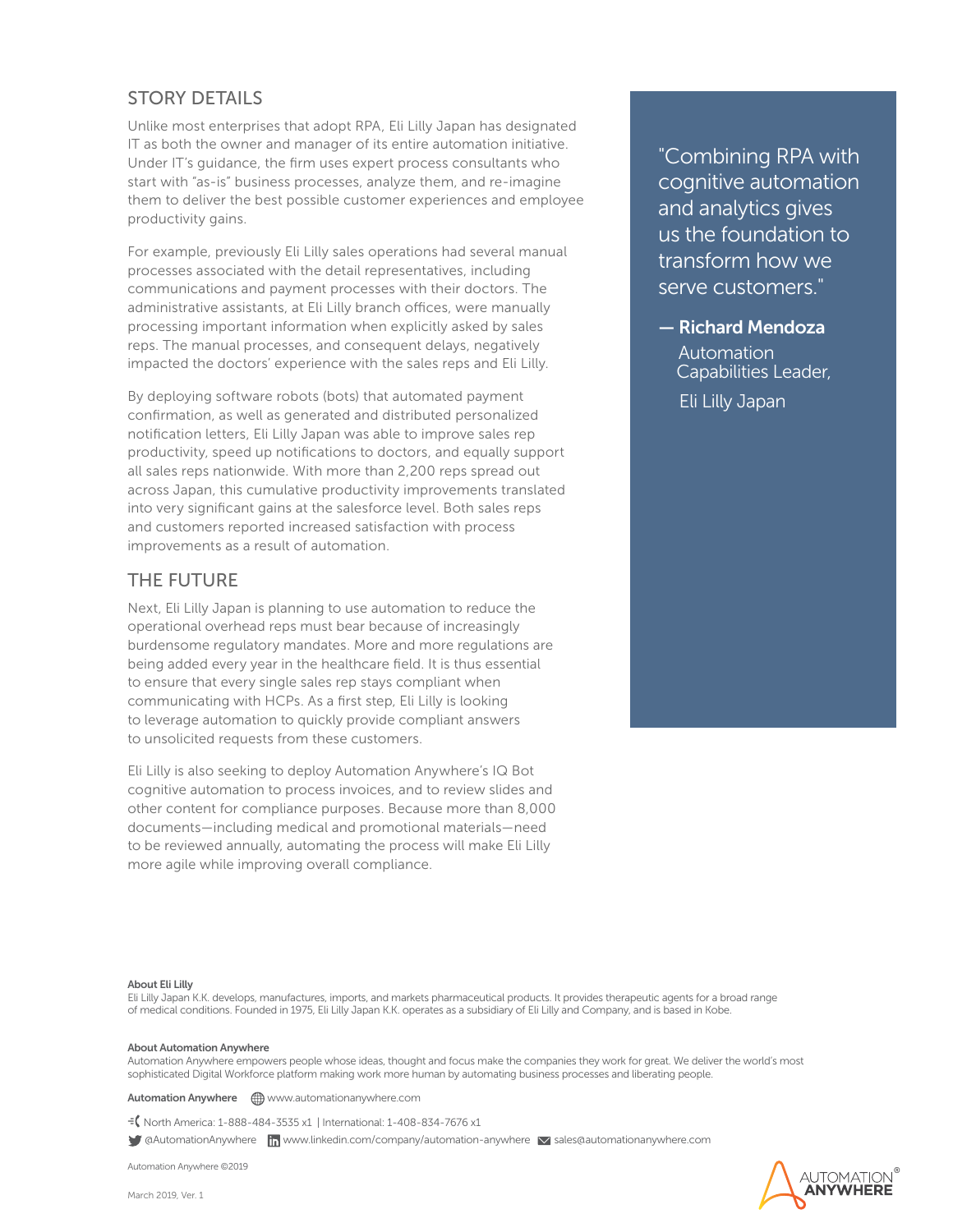## STORY DETAILS

Unlike most enterprises that adopt RPA, Eli Lilly Japan has designated IT as both the owner and manager of its entire automation initiative. Under IT's guidance, the firm uses expert process consultants who start with "as-is" business processes, analyze them, and re-imagine them to deliver the best possible customer experiences and employee productivity gains.

For example, previously Eli Lilly sales operations had several manual processes associated with the detail representatives, including communications and payment processes with their doctors. The administrative assistants, at Eli Lilly branch offices, were manually processing important information when explicitly asked by sales reps. The manual processes, and consequent delays, negatively impacted the doctors' experience with the sales reps and Eli Lilly.

By deploying software robots (bots) that automated payment confirmation, as well as generated and distributed personalized notification letters, Eli Lilly Japan was able to improve sales rep productivity, speed up notifications to doctors, and equally support all sales reps nationwide. With more than 2,200 reps spread out across Japan, this cumulative productivity improvements translated into very significant gains at the salesforce level. Both sales reps and customers reported increased satisfaction with process improvements as a result of automation.

## THE FUTURE

Next, Eli Lilly Japan is planning to use automation to reduce the operational overhead reps must bear because of increasingly burdensome regulatory mandates. More and more regulations are being added every year in the healthcare field. It is thus essential to ensure that every single sales rep stays compliant when communicating with HCPs. As a first step, Eli Lilly is looking to leverage automation to quickly provide compliant answers to unsolicited requests from these customers.

Eli Lilly is also seeking to deploy Automation Anywhere's IQ Bot cognitive automation to process invoices, and to review slides and other content for compliance purposes. Because more than 8,000 documents—including medical and promotional materials—need to be reviewed annually, automating the process will make Eli Lilly more agile while improving overall compliance.

> "Combining RPA with cognitive automation and analytics gives us the foundation to transform how we serve customers."
>
> — **Richard Mendoza**
> Automation Capabilities Leader,
> Eli Lilly Japan

**About Eli Lilly**
Eli Lilly Japan K.K. develops, manufactures, imports, and markets pharmaceutical products. It provides therapeutic agents for a broad range of medical conditions. Founded in 1975, Eli Lilly Japan K.K. operates as a subsidiary of Eli Lilly and Company, and is based in Kobe.

**About Automation Anywhere**
Automation Anywhere empowers people whose ideas, thought and focus make the companies they work for great. We deliver the world's most sophisticated Digital Workforce platform making work more human by automating business processes and liberating people.

**Automation Anywhere** www.automationanywhere.com

North America: 1-888-484-3535 x1 | International: 1-408-834-7676 x1

@AutomationAnywhere www.linkedin.com/company/automation-anywhere sales@automationanywhere.com

Automation Anywhere ©2019

March 2019, Ver. 1